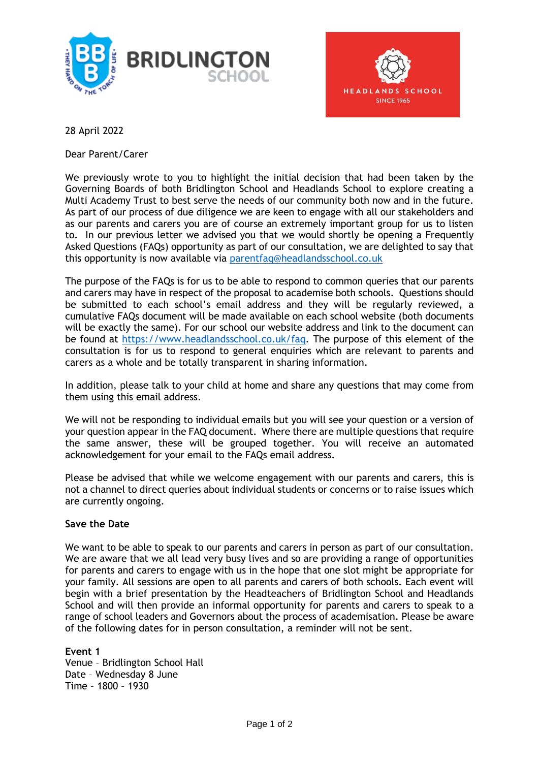28 April 2022

Dear Parent/Carer

We previously wrote to you to highlight the initial decision that had been taken by the Governing Boards of both Bridlington School and Headlands School to explore creating a Multi Academy Trust to best serve the needs of our community both now and in the future. As part of our process of due diligence we are keen to engage with all our stakeholders and as our parents and carers you are of course an extremely important group for us to listen to. In our previous letter we advised you that we would shortly be opening a Frequently Asked Questions (FAQs) opportunity as part of our consultation, we are delighted to say that this opportunity is now available via [parentfaq@headlandsschool.co.uk](mailto:parentfaq@headlandsschool.co.uk)

The purpose of the FAQs is for us to be able to respond to common queries that our parents and carers may have in respect of the proposal to academise both schools. Questions should be submitted to each school's email address and they will be regularly reviewed, a cumulative FAQs document will be made available on each school website (both documents will be exactly the same). For our school our website address and link to the document can be found at [https://www.headlandsschool.co.uk/faq](https://www.headlandsschool.co.uk/faq). The purpose of this element of the consultation is for us to respond to general enquiries which are relevant to parents and carers as a whole and be totally transparent in sharing information.

In addition, please talk to your child at home and share any questions that may come from them using this email address.

We will not be responding to individual emails but you will see your question or a version of your question appear in the FAQ document. Where there are multiple questions that require the same answer, these will be grouped together. You will receive an automated acknowledgement for your email to the FAQs email address.

Please be advised that while we welcome engagement with our parents and carers, this is not a channel to direct queries about individual students or concerns or to raise issues which are currently ongoing.

**Save the Date**

We want to be able to speak to our parents and carers in person as part of our consultation. We are aware that we all lead very busy lives and so are providing a range of opportunities for parents and carers to engage with us in the hope that one slot might be appropriate for your family. All sessions are open to all parents and carers of both schools. Each event will begin with a brief presentation by the Headteachers of Bridlington School and Headlands School and will then provide an informal opportunity for parents and carers to speak to a range of school leaders and Governors about the process of academisation. Please be aware of the following dates for in person consultation, a reminder will not be sent.

**Event 1**
Venue – Bridlington School Hall
Date – Wednesday 8 June
Time – 1800 – 1930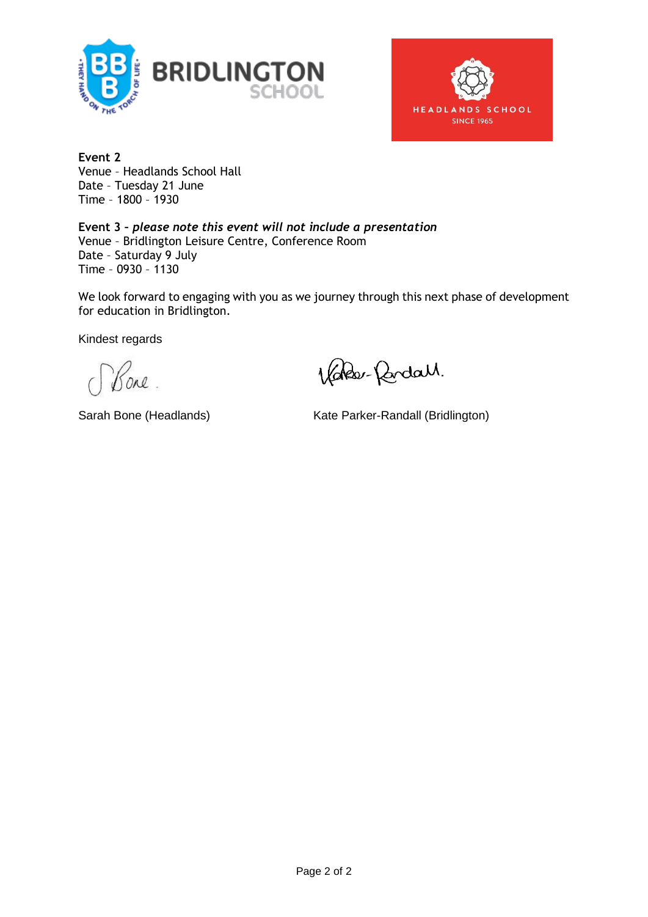BRIDLINGTON SCHOOL

HEADLANDS SCHOOL
SINCE 1965

**Event 2**
Venue – Headlands School Hall
Date – Tuesday 21 June
Time – 1800 – 1930

**Event 3 – *please note this event will not include a presentation***
Venue – Bridlington Leisure Centre, Conference Room
Date – Saturday 9 July
Time – 0930 – 1130

We look forward to engaging with you as we journey through this next phase of development for education in Bridlington.

Kindest regards

Sarah Bone (Headlands) Kate Parker-Randall (Bridlington)